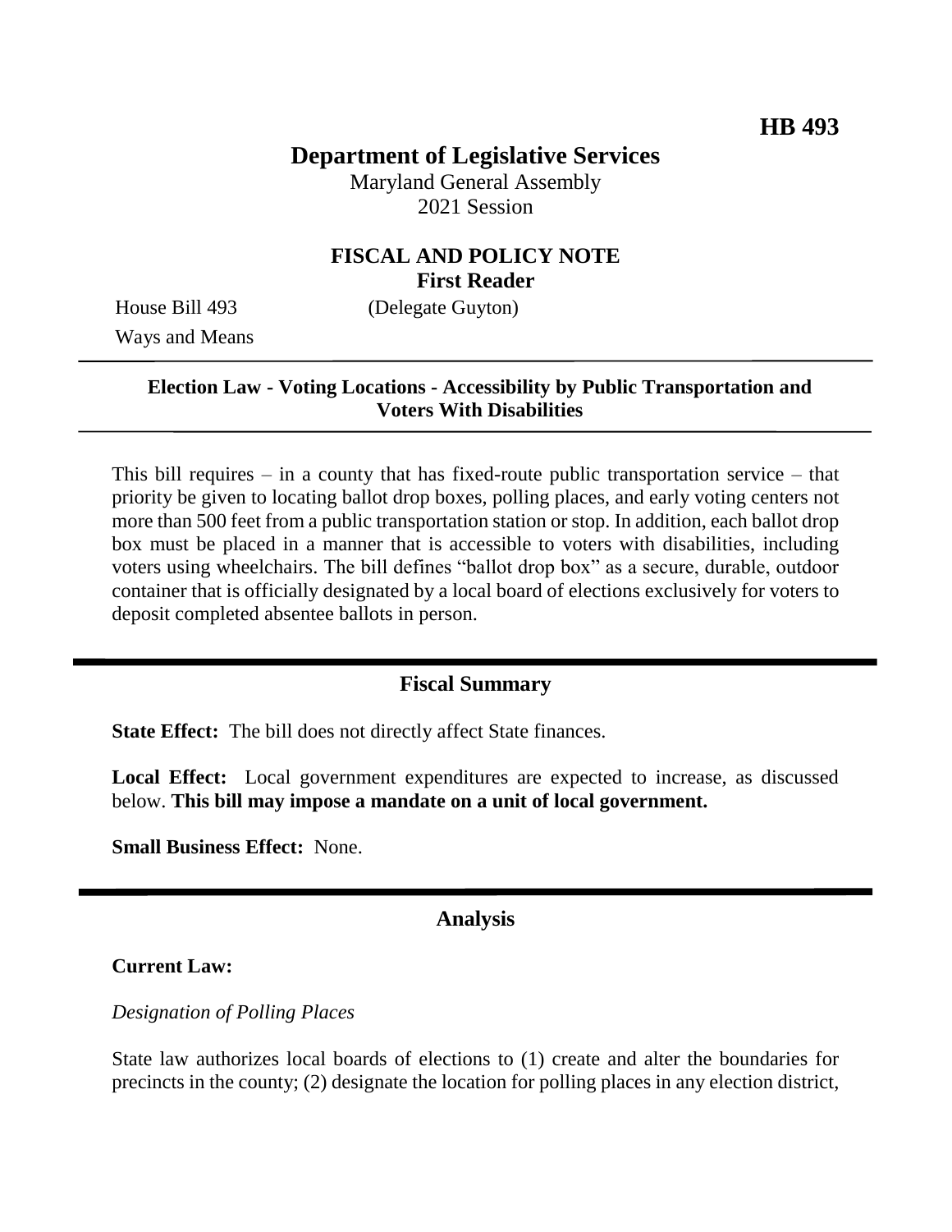**HB 493**

# Department of Legislative Services

Maryland General Assembly
2021 Session

## FISCAL AND POLICY NOTE
**First Reader**

House Bill 493 (Delegate Guyton)
Ways and Means

---

**Election Law - Voting Locations - Accessibility by Public Transportation and Voters With Disabilities**

---

This bill requires – in a county that has fixed-route public transportation service – that priority be given to locating ballot drop boxes, polling places, and early voting centers not more than 500 feet from a public transportation station or stop. In addition, each ballot drop box must be placed in a manner that is accessible to voters with disabilities, including voters using wheelchairs. The bill defines "ballot drop box" as a secure, durable, outdoor container that is officially designated by a local board of elections exclusively for voters to deposit completed absentee ballots in person.

---

## Fiscal Summary

**State Effect:** The bill does not directly affect State finances.

**Local Effect:** Local government expenditures are expected to increase, as discussed below. **This bill may impose a mandate on a unit of local government.**

**Small Business Effect:** None.

---

## Analysis

**Current Law:**

*Designation of Polling Places*

State law authorizes local boards of elections to (1) create and alter the boundaries for precincts in the county; (2) designate the location for polling places in any election district,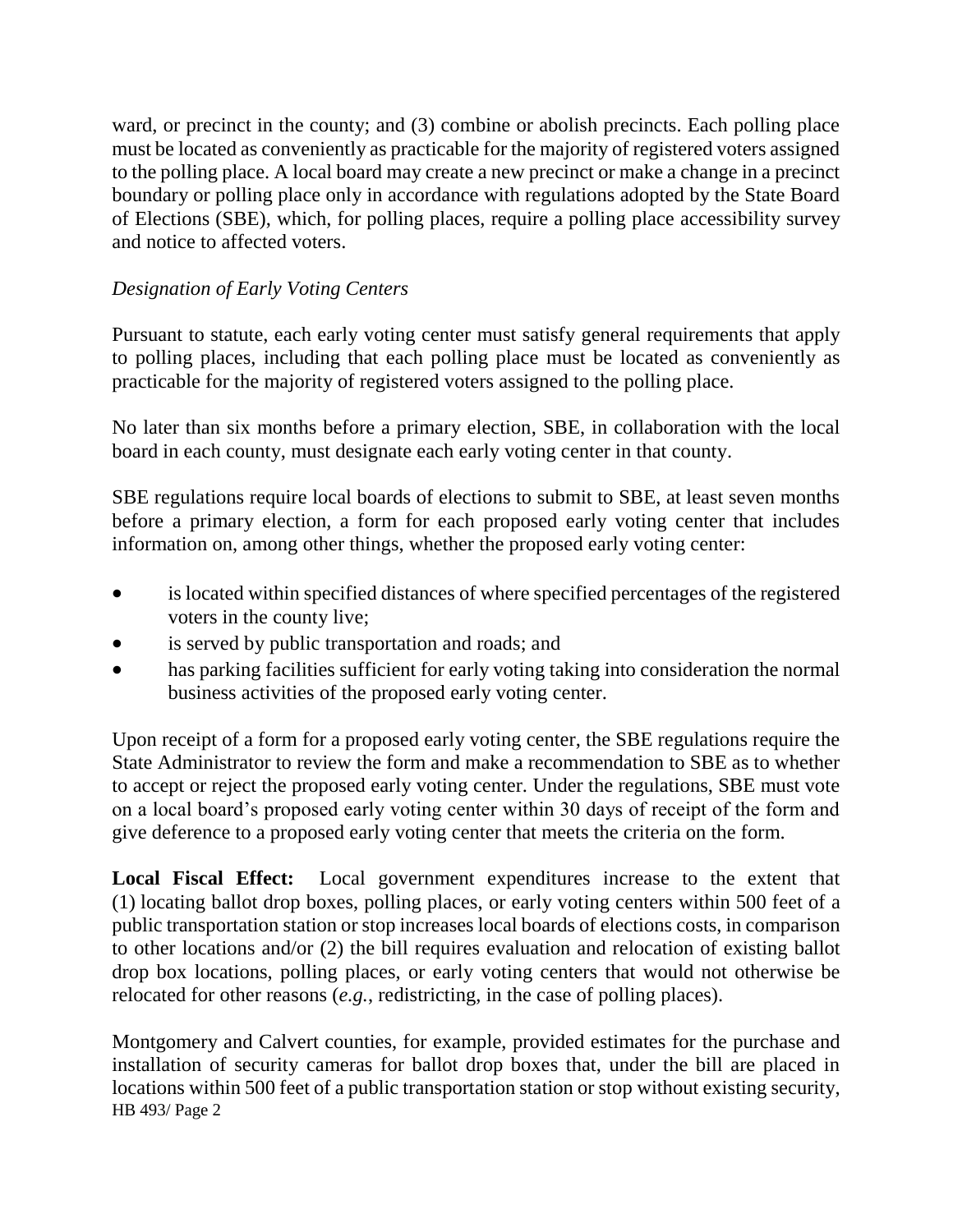ward, or precinct in the county; and (3) combine or abolish precincts. Each polling place must be located as conveniently as practicable for the majority of registered voters assigned to the polling place. A local board may create a new precinct or make a change in a precinct boundary or polling place only in accordance with regulations adopted by the State Board of Elections (SBE), which, for polling places, require a polling place accessibility survey and notice to affected voters.

*Designation of Early Voting Centers*

Pursuant to statute, each early voting center must satisfy general requirements that apply to polling places, including that each polling place must be located as conveniently as practicable for the majority of registered voters assigned to the polling place.

No later than six months before a primary election, SBE, in collaboration with the local board in each county, must designate each early voting center in that county.

SBE regulations require local boards of elections to submit to SBE, at least seven months before a primary election, a form for each proposed early voting center that includes information on, among other things, whether the proposed early voting center:

- is located within specified distances of where specified percentages of the registered voters in the county live;
- is served by public transportation and roads; and
- has parking facilities sufficient for early voting taking into consideration the normal business activities of the proposed early voting center.

Upon receipt of a form for a proposed early voting center, the SBE regulations require the State Administrator to review the form and make a recommendation to SBE as to whether to accept or reject the proposed early voting center. Under the regulations, SBE must vote on a local board's proposed early voting center within 30 days of receipt of the form and give deference to a proposed early voting center that meets the criteria on the form.

**Local Fiscal Effect:** Local government expenditures increase to the extent that (1) locating ballot drop boxes, polling places, or early voting centers within 500 feet of a public transportation station or stop increases local boards of elections costs, in comparison to other locations and/or (2) the bill requires evaluation and relocation of existing ballot drop box locations, polling places, or early voting centers that would not otherwise be relocated for other reasons (*e.g.*, redistricting, in the case of polling places).

Montgomery and Calvert counties, for example, provided estimates for the purchase and installation of security cameras for ballot drop boxes that, under the bill are placed in locations within 500 feet of a public transportation station or stop without existing security,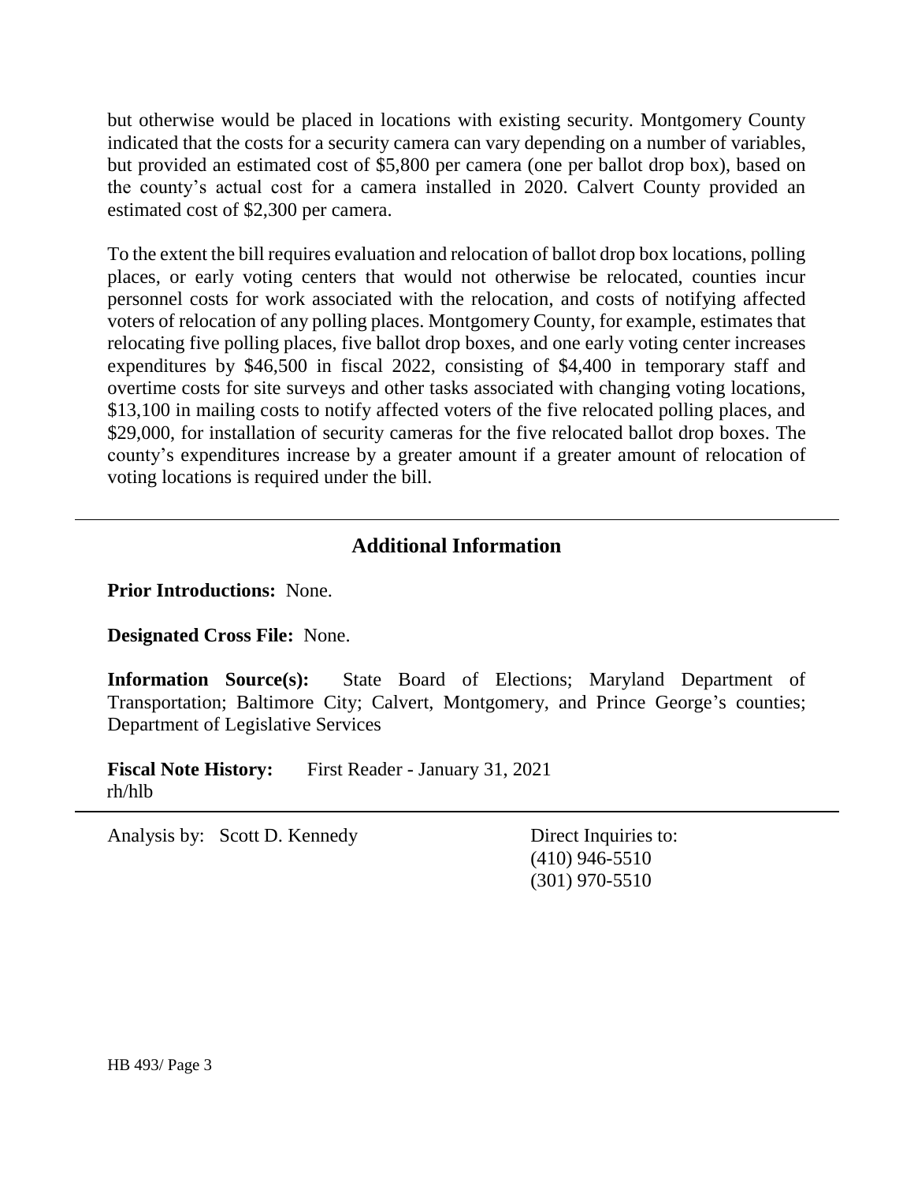but otherwise would be placed in locations with existing security. Montgomery County indicated that the costs for a security camera can vary depending on a number of variables, but provided an estimated cost of $5,800 per camera (one per ballot drop box), based on the county's actual cost for a camera installed in 2020. Calvert County provided an estimated cost of $2,300 per camera.

To the extent the bill requires evaluation and relocation of ballot drop box locations, polling places, or early voting centers that would not otherwise be relocated, counties incur personnel costs for work associated with the relocation, and costs of notifying affected voters of relocation of any polling places. Montgomery County, for example, estimates that relocating five polling places, five ballot drop boxes, and one early voting center increases expenditures by $46,500 in fiscal 2022, consisting of $4,400 in temporary staff and overtime costs for site surveys and other tasks associated with changing voting locations, $13,100 in mailing costs to notify affected voters of the five relocated polling places, and $29,000, for installation of security cameras for the five relocated ballot drop boxes. The county's expenditures increase by a greater amount if a greater amount of relocation of voting locations is required under the bill.

---

## Additional Information

**Prior Introductions:** None.

**Designated Cross File:** None.

**Information Source(s):** State Board of Elections; Maryland Department of Transportation; Baltimore City; Calvert, Montgomery, and Prince George's counties; Department of Legislative Services

**Fiscal Note History:** First Reader - January 31, 2021
rh/hlb

---

Analysis by: Scott D. Kennedy

Direct Inquiries to:
(410) 946-5510
(301) 970-5510